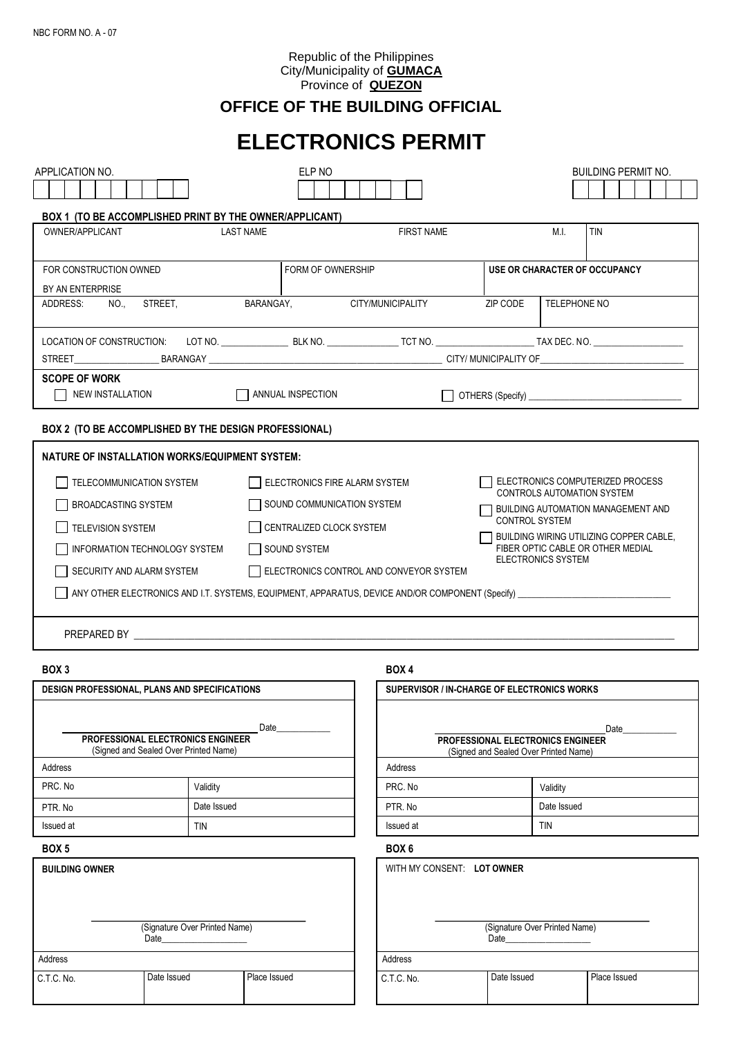NBC FORM NO. A - 07

Republic of the Philippines
City/Municipality of **GUMACA**
Province of **QUEZON**

## OFFICE OF THE BUILDING OFFICIAL

# ELECTRONICS PERMIT

| APPLICATION NO. | ELP NO | BUILDING PERMIT NO. |
|---|---|---|
| | | |

**BOX 1 (TO BE ACCOMPLISHED PRINT BY THE OWNER/APPLICANT)**

| OWNER/APPLICANT | LAST NAME | FIRST NAME | M.I. | TIN |
|---|---|---|---|---|
| | | | | |

| FOR CONSTRUCTION OWNED BY AN ENTERPRISE | FORM OF OWNERSHIP | **USE OR CHARACTER OF OCCUPANCY** |
|---|---|---|
| | | |

| ADDRESS: NO., STREET, | BARANGAY, | CITY/MUNICIPALITY | ZIP CODE | TELEPHONE NO |
|---|---|---|---|---|
| | | | | |

LOCATION OF CONSTRUCTION: LOT NO. _______________ BLK NO. _______________ TCT NO. ____________________ TAX DEC. NO. ___________________

STREET__________________ BARANGAY __________________________________________________ CITY/ MUNICIPALITY OF______________________________

**SCOPE OF WORK**

- [ ] NEW INSTALLATION
- [ ] ANNUAL INSPECTION
- [ ] OTHERS (Specify) ________________________________

**BOX 2 (TO BE ACCOMPLISHED BY THE DESIGN PROFESSIONAL)**

**NATURE OF INSTALLATION WORKS/EQUIPMENT SYSTEM:**

- [ ] TELECOMMUNICATION SYSTEM
- [ ] BROADCASTING SYSTEM
- [ ] TELEVISION SYSTEM
- [ ] INFORMATION TECHNOLOGY SYSTEM
- [ ] SECURITY AND ALARM SYSTEM
- [ ] ELECTRONICS FIRE ALARM SYSTEM
- [ ] SOUND COMMUNICATION SYSTEM
- [ ] CENTRALIZED CLOCK SYSTEM
- [ ] SOUND SYSTEM
- [ ] ELECTRONICS CONTROL AND CONVEYOR SYSTEM
- [ ] ELECTRONICS COMPUTERIZED PROCESS CONTROLS AUTOMATION SYSTEM
- [ ] BUILDING AUTOMATION MANAGEMENT AND CONTROL SYSTEM
- [ ] BUILDING WIRING UTILIZING COPPER CABLE, FIBER OPTIC CABLE OR OTHER MEDIAL ELECTRONICS SYSTEM
- [ ] ANY OTHER ELECTRONICS AND I.T. SYSTEMS, EQUIPMENT, APPARATUS, DEVICE AND/OR COMPONENT (Specify) ________________________________

PREPARED BY ______________________________________________________________________________

**BOX 3**

| **DESIGN PROFESSIONAL, PLANS AND SPECIFICATIONS** | |
|---|---|
| ____________________ Date___________ **PROFESSIONAL ELECTRONICS ENGINEER** (Signed and Sealed Over Printed Name) | |
| Address | |
| PRC. No | Validity |
| PTR. No | Date Issued |
| Issued at | TIN |

**BOX 4**

| **SUPERVISOR / IN-CHARGE OF ELECTRONICS WORKS** | |
|---|---|
| ____________________ Date___________ **PROFESSIONAL ELECTRONICS ENGINEER** (Signed and Sealed Over Printed Name) | |
| Address | |
| PRC. No | Validity |
| PTR. No | Date Issued |
| Issued at | TIN |

**BOX 5**

| **BUILDING OWNER** | | |
|---|---|---|
| ____________________ (Signature Over Printed Name) Date__________________ | | |
| Address | | |
| C.T.C. No. | Date Issued | Place Issued |

**BOX 6**

| WITH MY CONSENT: **LOT OWNER** | | |
|---|---|---|
| ____________________ (Signature Over Printed Name) Date__________________ | | |
| Address | | |
| C.T.C. No. | Date Issued | Place Issued |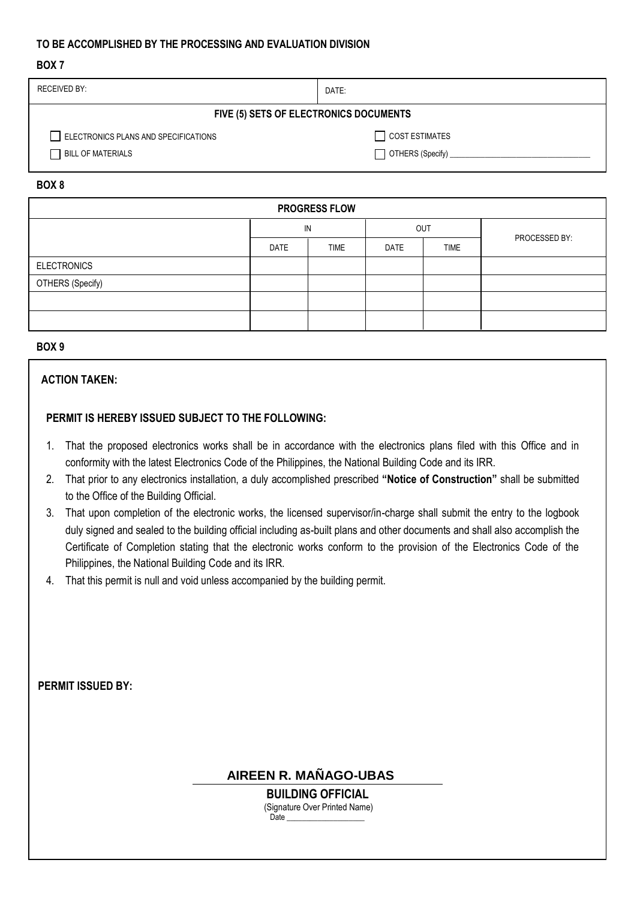**TO BE ACCOMPLISHED BY THE PROCESSING AND EVALUATION DIVISION**

**BOX 7**

| RECEIVED BY: | DATE: |
|---|---|
| **FIVE (5) SETS OF ELECTRONICS DOCUMENTS** | |
| ☐ ELECTRONICS PLANS AND SPECIFICATIONS | ☐ COST ESTIMATES |
| ☐ BILL OF MATERIALS | ☐ OTHERS (Specify) ___________________________ |

**BOX 8**

| PROGRESS FLOW | | | | | |
|---|---|---|---|---|---|
| | IN | | OUT | | PROCESSED BY: |
| | DATE | TIME | DATE | TIME | |
| ELECTRONICS | | | | | |
| OTHERS (Specify) | | | | | |
| | | | | | |
| | | | | | |

**BOX 9**

**ACTION TAKEN:**

**PERMIT IS HEREBY ISSUED SUBJECT TO THE FOLLOWING:**

1. That the proposed electronics works shall be in accordance with the electronics plans filed with this Office and in conformity with the latest Electronics Code of the Philippines, the National Building Code and its IRR.
2. That prior to any electronics installation, a duly accomplished prescribed **"Notice of Construction"** shall be submitted to the Office of the Building Official.
3. That upon completion of the electronic works, the licensed supervisor/in-charge shall submit the entry to the logbook duly signed and sealed to the building official including as-built plans and other documents and shall also accomplish the Certificate of Completion stating that the electronic works conform to the provision of the Electronics Code of the Philippines, the National Building Code and its IRR.
4. That this permit is null and void unless accompanied by the building permit.

**PERMIT ISSUED BY:**

**AIREEN R. MAÑAGO-UBAS**

**BUILDING OFFICIAL**

(Signature Over Printed Name)

Date ___________________